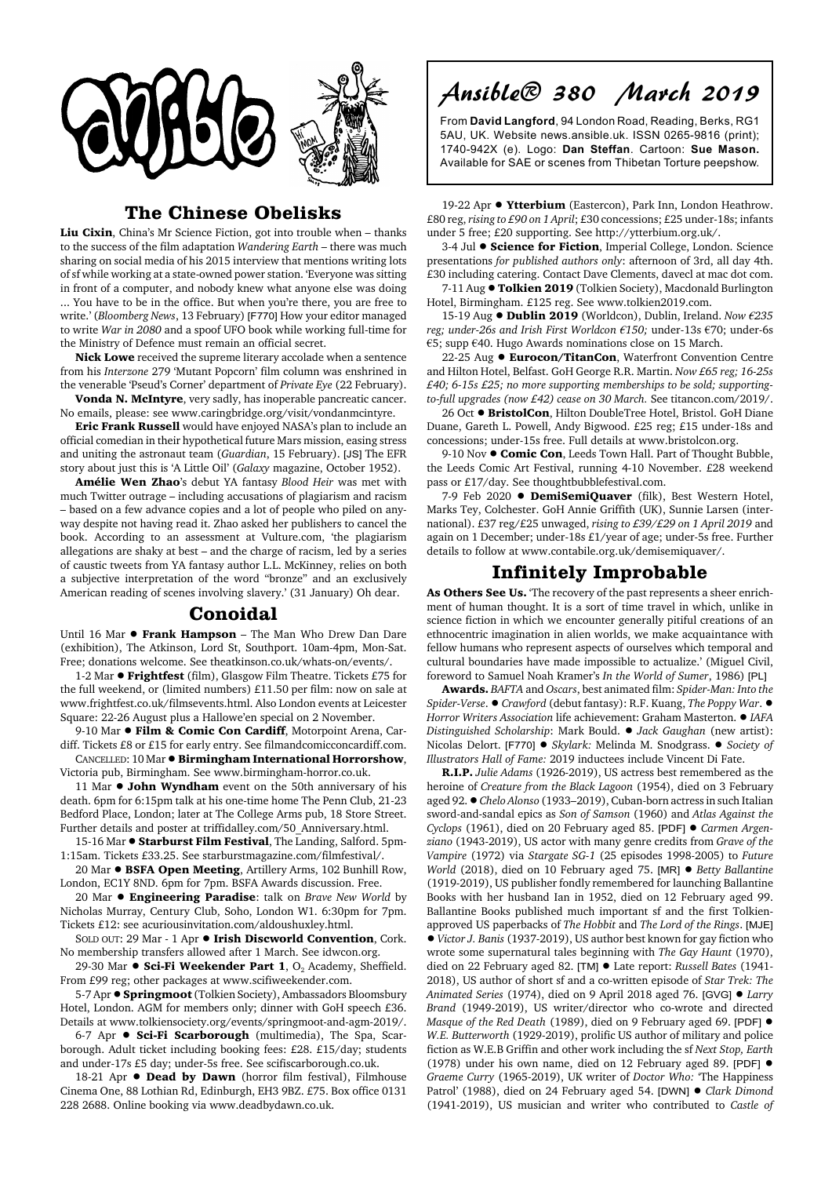# Ansible® 380 March 2019

From **David Langford**, 94 London Road, Reading, Berks, RG1 5AU, UK. Website news.ansible.uk. ISSN 0265-9816 (print); 1740-942X (e). Logo: **Dan Steffan**. Cartoon: **Sue Mason.** Available for SAE or scenes from Thibetan Torture peepshow.

## The Chinese Obelisks

**Liu Cixin**, China's Mr Science Fiction, got into trouble when – thanks to the success of the film adaptation *Wandering Earth* – there was much sharing on social media of his 2015 interview that mentions writing lots of sf while working at a state-owned power station. 'Everyone was sitting in front of a computer, and nobody knew what anyone else was doing ... You have to be in the office. But when you're there, you are free to write.' (*Bloomberg News*, 13 February) [F770] How your editor managed to write *War in 2080* and a spoof UFO book while working full-time for the Ministry of Defence must remain an official secret.

**Nick Lowe** received the supreme literary accolade when a sentence from his *Interzone* 279 'Mutant Popcorn' film column was enshrined in the venerable 'Pseud's Corner' department of *Private Eye* (22 February).

**Vonda N. McIntyre**, very sadly, has inoperable pancreatic cancer. No emails, please: see www.caringbridge.org/visit/vondanmcintyre.

**Eric Frank Russell** would have enjoyed NASA's plan to include an official comedian in their hypothetical future Mars mission, easing stress and uniting the astronaut team (*Guardian*, 15 February). [JS] The EFR story about just this is 'A Little Oil' (*Galaxy* magazine, October 1952).

**Amélie Wen Zhao**'s debut YA fantasy *Blood Heir* was met with much Twitter outrage – including accusations of plagiarism and racism – based on a few advance copies and a lot of people who piled on anyway despite not having read it. Zhao asked her publishers to cancel the book. According to an assessment at Vulture.com, 'the plagiarism allegations are shaky at best – and the charge of racism, led by a series of caustic tweets from YA fantasy author L.L. McKinney, relies on both a subjective interpretation of the word "bronze" and an exclusively American reading of scenes involving slavery.' (31 January) Oh dear.

## Conoidal

Until 16 Mar ● **Frank Hampson** – The Man Who Drew Dan Dare (exhibition), The Atkinson, Lord St, Southport. 10am-4pm, Mon-Sat. Free; donations welcome. See theatkinson.co.uk/whats-on/events/.

1-2 Mar ● **Frightfest** (film), Glasgow Film Theatre. Tickets £75 for the full weekend, or (limited numbers) £11.50 per film: now on sale at www.frightfest.co.uk/filmsevents.html. Also London events at Leicester Square: 22-26 August plus a Hallowe'en special on 2 November.

9-10 Mar ● **Film & Comic Con Cardiff**, Motorpoint Arena, Cardiff. Tickets £8 or £15 for early entry. See filmandcomicconcardiff.com.

CANCELLED: 10 Mar ● **Birmingham International Horrorshow**, Victoria pub, Birmingham. See www.birmingham-horror.co.uk.

11 Mar ● **John Wyndham** event on the 50th anniversary of his death. 6pm for 6:15pm talk at his one-time home The Penn Club, 21-23 Bedford Place, London; later at The College Arms pub, 18 Store Street. Further details and poster at triffidalley.com/50_Anniversary.html.

15-16 Mar ● **Starburst Film Festival**, The Landing, Salford. 5pm-1:15am. Tickets £33.25. See starburstmagazine.com/filmfestival/.

20 Mar ● **BSFA Open Meeting**, Artillery Arms, 102 Bunhill Row, London, EC1Y 8ND. 6pm for 7pm. BSFA Awards discussion. Free.

20 Mar ● **Engineering Paradise**: talk on *Brave New World* by Nicholas Murray, Century Club, Soho, London W1. 6:30pm for 7pm. Tickets £12: see acuriousinvitation.com/aldoushuxley.html.

SOLD OUT: 29 Mar - 1 Apr ● **Irish Discworld Convention**, Cork. No membership transfers allowed after 1 March. See idwcon.org.

29-30 Mar ● **Sci-Fi Weekender Part 1**, $O_2$ Academy, Sheffield. From £99 reg; other packages at www.scifiweekender.com.

5-7 Apr ● **Springmoot** (Tolkien Society), Ambassadors Bloomsbury Hotel, London. AGM for members only; dinner with GoH speech £36. Details at www.tolkiensociety.org/events/springmoot-and-agm-2019/.

6-7 Apr ● **Sci-Fi Scarborough** (multimedia), The Spa, Scarborough. Adult ticket including booking fees: £28. £15/day; students and under-17s £5 day; under-5s free. See scifiscarborough.co.uk.

18-21 Apr ● **Dead by Dawn** (horror film festival), Filmhouse Cinema One, 88 Lothian Rd, Edinburgh, EH3 9BZ. £75. Box office 0131 228 2688. Online booking via www.deadbydawn.co.uk.

19-22 Apr ● **Ytterbium** (Eastercon), Park Inn, London Heathrow. £80 reg, *rising to £90 on 1 April*; £30 concessions; £25 under-18s; infants under 5 free; £20 supporting. See http://ytterbium.org.uk/.

3-4 Jul ● **Science for Fiction**, Imperial College, London. Science presentations *for published authors only*: afternoon of 3rd, all day 4th. £30 including catering. Contact Dave Clements, davecl at mac dot com.

7-11 Aug ● **Tolkien 2019** (Tolkien Society), Macdonald Burlington Hotel, Birmingham. £125 reg. See www.tolkien2019.com.

15-19 Aug ● **Dublin 2019** (Worldcon), Dublin, Ireland. *Now €235 reg; under-26s and Irish First Worldcon €150;* under-13s €70; under-6s €5; supp €40. Hugo Awards nominations close on 15 March.

22-25 Aug ● **Eurocon/TitanCon**, Waterfront Convention Centre and Hilton Hotel, Belfast. GoH George R.R. Martin. *Now £65 reg; 16-25s £40; 6-15s £25; no more supporting memberships to be sold; supporting-to-full upgrades (now £42) cease on 30 March.* See titancon.com/2019/.

26 Oct ● **BristolCon**, Hilton DoubleTree Hotel, Bristol. GoH Diane Duane, Gareth L. Powell, Andy Bigwood. £25 reg; £15 under-18s and concessions; under-15s free. Full details at www.bristolcon.org.

9-10 Nov ● **Comic Con**, Leeds Town Hall. Part of Thought Bubble, the Leeds Comic Art Festival, running 4-10 November. £28 weekend pass or £17/day. See thoughtbubblefestival.com.

7-9 Feb 2020 ● **DemiSemiQuaver** (filk), Best Western Hotel, Marks Tey, Colchester. GoH Annie Griffith (UK), Sunnie Larsen (international). £37 reg/£25 unwaged, *rising to £39/£29 on 1 April 2019* and again on 1 December; under-18s £1/year of age; under-5s free. Further details to follow at www.contabile.org.uk/demisemiquaver/.

## Infinitely Improbable

**As Others See Us.** 'The recovery of the past represents a sheer enrichment of human thought. It is a sort of time travel in which, unlike in science fiction in which we encounter generally pitiful creations of an ethnocentric imagination in alien worlds, we make acquaintance with fellow humans who represent aspects of ourselves which temporal and cultural boundaries have made impossible to actualize.' (Miguel Civil, foreword to Samuel Noah Kramer's *In the World of Sumer*, 1986) [PL]

**Awards.** *BAFTA* and *Oscars*, best animated film: *Spider-Man: Into the Spider-Verse*. ● *Crawford* (debut fantasy): R.F. Kuang, *The Poppy War*. ● *Horror Writers Association* life achievement: Graham Masterton. ● *IAFA Distinguished Scholarship*: Mark Bould. ● *Jack Gaughan* (new artist): Nicolas Delort. [F770] ● *Skylark:* Melinda M. Snodgrass. ● *Society of Illustrators Hall of Fame:* 2019 inductees include Vincent Di Fate.

**R.I.P.** *Julie Adams* (1926-2019), US actress best remembered as the heroine of *Creature from the Black Lagoon* (1954), died on 3 February aged 92. ● *Chelo Alonso* (1933–2019), Cuban-born actress in such Italian sword-and-sandal epics as *Son of Samson* (1960) and *Atlas Against the Cyclops* (1961), died on 20 February aged 85. [PDF] ● *Carmen Argenziano* (1943-2019), US actor with many genre credits from *Grave of the Vampire* (1972) via *Stargate SG-1* (25 episodes 1998-2005) to *Future World* (2018), died on 10 February aged 75. [MR] ● *Betty Ballantine* (1919-2019), US publisher fondly remembered for launching Ballantine Books with her husband Ian in 1952, died on 12 February aged 99. Ballantine Books published much important sf and the first Tolkien-approved US paperbacks of *The Hobbit* and *The Lord of the Rings*. [MJE] ● *Victor J. Banis* (1937-2019), US author best known for gay fiction who wrote some supernatural tales beginning with *The Gay Haunt* (1970), died on 22 February aged 82. [TM] ● Late report: *Russell Bates* (1941-2018), US author of short sf and a co-written episode of *Star Trek: The Animated Series* (1974), died on 9 April 2018 aged 76. [GVG] ● *Larry Brand* (1949-2019), US writer/director who co-wrote and directed *Masque of the Red Death* (1989), died on 9 February aged 69. [PDF] ● *W.E. Butterworth* (1929-2019), prolific US author of military and police fiction as W.E.B Griffin and other work including the sf *Next Stop, Earth* (1978) under his own name, died on 12 February aged 89. [PDF] ● *Graeme Curry* (1965-2019), UK writer of *Doctor Who:* 'The Happiness Patrol' (1988), died on 24 February aged 54. [DWN] ● *Clark Dimond* (1941-2019), US musician and writer who contributed to *Castle of*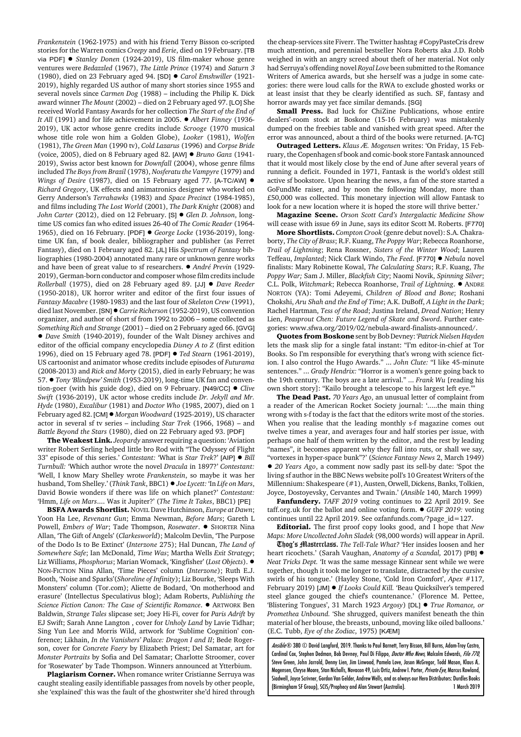*Frankenstein* (1962-1975) and with his friend Terry Bisson co-scripted stories for the Warren comics *Creepy* and *Eerie*, died on 19 February. [TB via PDF] ● *Stanley Donen* (1924-2019), US film-maker whose genre ventures were *Bedazzled* (1967), *The Little Prince* (1974) and *Saturn 3* (1980), died on 23 February aged 94. [SD] ● *Carol Emshwiller* (1921-2019), highly regarded US author of many short stories since 1955 and several novels since *Carmen Dog* (1988) – including the Philip K. Dick award winner *The Mount* (2002) – died on 2 February aged 97. [LO] She received World Fantasy Awards for her collection *The Start of the End of It All* (1991) and for life achievement in 2005. ● *Albert Finney* (1936-2019), UK actor whose genre credits include *Scrooge* (1970 musical whose title role won him a Golden Globe), *Looker* (1981), *Wolfen* (1981), *The Green Man* (1990 tv), *Cold Lazarus* (1996) and *Corpse Bride* (voice, 2005), died on 8 February aged 82. [AW] ● *Bruno Ganz* (1941-2019), Swiss actor best known for *Downfall* (2004), whose genre films included *The Boys from Brazil* (1978), *Nosferatu the Vampyre* (1979) and *Wings of Desire* (1987), died on 15 February aged 77. [A-TC/AW] ● *Richard Gregory*, UK effects and animatronics designer who worked on Gerry Anderson's *Terrahawks* (1983) and *Space Precinct* (1984-1985), and films including *The Lost World* (2001), *The Dark Knight* (2008) and *John Carter* (2012), died on 12 February. [S] ● *Glen D. Johnson*, longtime US comics fan who edited issues 26-40 of *The Comic Reader* (1964-1965), died on 16 February. [PDF] ● *George Locke* (1936-2019), longtime UK fan, sf book dealer, bibliographer and publisher (as Ferret Fantasy), died on 1 February aged 82. [JL] His *Spectrum of Fantasy* bibliographies (1980-2004) annotated many rare or unknown genre works and have been of great value to sf researchers. ● *André Previn* (1929-2019), German-born conductor and composer whose film credits include *Rollerball* (1975), died on 28 February aged 89. [JJ] ● *Dave Reeder* (1950-2018), UK horror writer and editor of the first four issues of *Fantasy Macabre* (1980-1983) and the last four of *Skeleton Crew* (1991), died last November. [SN] ● *Carrie Richerson* (1952-2019), US convention organizer, and author of short sf from 1992 to 2006 – some collected as *Something Rich and Strange* (2001) – died on 2 February aged 66. [GVG] ● *Dave Smith* (1940-2019), founder of the Walt Disney archives and editor of the official company encyclopedia *Disney A to Z* (first edition 1996), died on 15 February aged 78. [PDF] ● *Ted Stearn* (1961-2019), US cartoonist and animator whose credits include episodes of *Futurama* (2008-2013) and *Rick and Morty* (2015), died in early February; he was 57. ● *Tony 'Blindpew' Smith* (1953-2019), long-time UK fan and convention-goer (with his guide dog), died on 9 February. [N49/CC] ● *Clive Swift* (1936-2019), UK actor whose credits include *Dr. Jekyll and Mr. Hyde* (1980), *Excalibur* (1981) and *Doctor Who* (1985, 2007), died on 1 February aged 82. [CM] ● *Morgan Woodward* (1925-2019), US character actor in several sf tv series – including *Star Trek* (1966, 1968) – and *Battle Beyond the Stars* (1980), died on 22 February aged 93. [PDF]

**The Weakest Link.** *Jeopardy* answer requiring a question: 'Aviation writer Robert Serling helped little bro Rod with "The Odyssey of Flight 33" episode of this series.' *Contestant:* 'What is *Star Trek*?' [AIP] ● *Bill Turnbull:* 'Which author wrote the novel *Dracula* in 1897?' *Contestant:* 'Well, I know Mary Shelley wrote *Frankenstein*, so maybe it was her husband, Tom Shelley.' (*Think Tank*, BBC1) ● *Joe Lycett:* 'In *Life on Mars*, David Bowie wonders if there was life on which planet?' *Contestant:* 'Hmm, *Life on Mars*.... Was it Jupiter?' (*The Time It Takes*, BBC1) [PE]

**BSFA Awards Shortlist.** NOVEL Dave Hutchinson, *Europe at Dawn*; Yoon Ha Lee, *Revenant Gun*; Emma Newman, *Before Mars*; Gareth L Powell, *Embers of War*; Tade Thompson, *Rosewater*. ● SHORTER Nina Allan, 'The Gift of Angels' (*Clarkesworld*); Malcolm Devlin, 'The Purpose of the Dodo Is to Be Extinct' (*Interzone* 275); Hal Duncan, *The Land of Somewhere Safe*; Ian McDonald, *Time Was*; Martha Wells *Exit Strategy*; Liz Williams, *Phosphorus*; Marian Womack, 'Kingfisher' (*Lost Objects*). ● NON-FICTION Nina Allan, 'Time Pieces' column (*Interzone*); Ruth E.J. Booth, 'Noise and Sparks'(*Shoreline of Infinity*); Liz Bourke, 'Sleeps With Monsters' column (Tor.com); Aliette de Bodard, 'On motherhood and erasure' (Intellectus Speculativus blog); Adam Roberts, *Publishing the Science Fiction Canon: The Case of Scientific Romance*. ● ARTWORK Ben Baldwin, *Strange Tales* slipcase set; Joey Hi-Fi, cover for *Paris Adrift* by EJ Swift; Sarah Anne Langton , cover for *Unholy Land* by Lavie Tidhar; Sing Yun Lee and Morris Wild, artwork for 'Sublime Cognition' conference; Likhain, *In the Vanishers' Palace: Dragon I and II*; Bede Rogerson, cover for *Concrete Faery* by Elizabeth Priest; Del Samatar, art for *Monster Portraits* by Sofia and Del Samatar; Charlotte Stroomer, cover for 'Rosewater' by Tade Thompson. Winners announced at Ytterbium.

**Plagiarism Corner.** When romance writer Cristianne Serruya was caught stealing easily identifiable passages from novels by other people, she 'explained' this was the fault of the ghostwriter she'd hired through the cheap-services site Fiverr. The Twitter hashtag #CopyPasteCris drew much attention, and perennial bestseller Nora Roberts aka J.D. Robb weighed in with an angry screed about theft of her material. Not only had Serruya's offending novel *Royal Love* been submitted to the Romance Writers of America awards, but she herself was a judge in some categories: there were loud calls for the RWA to exclude ghosted works or at least insist that they be clearly identified as such. SF, fantasy and horror awards may yet face similar demands. [SG]

**Small Press.** Bad luck for ChiZine Publications, whose entire dealers'-room stock at Boskone (15-16 February) was mistakenly dumped on the freebies table and vanished with great speed. After the error was announced, about a third of the books were returned. [A-TC]

**Outraged Letters.** *Klaus Æ. Mogensen* writes: 'On Friday, 15 February, the Copenhagen sf book and comic-book store Fantask announced that it would most likely close by the end of June after several years of running a deficit. Founded in 1971, Fantask is the world's oldest still active sf bookstore. Upon hearing the news, a fan of the store started a GoFundMe raiser, and by noon the following Monday, more than £50,000 was collected. This monetary injection will allow Fantask to look for a new location where it is hoped the store will thrive better.'

**Magazine Scene.** *Orson Scott Card's Intergalactic Medicine Show* will cease with issue 69 in June, says its editor Scott M. Roberts. [F770]

**More Shortlists.** *Compton Crook* (genre debut novel): S.A. Chakraborty, *The City of Brass*; R.F. Kuang, *The Poppy War*; Rebecca Roanhorse, *Trail of Lightning*; Rena Rossner, *Sisters of the Winter Wood*; Lauren Teffeau, *Implanted*; Nick Clark Windo, *The Feed*. [F770] ● *Nebula* novel finalists: Mary Robinette Kowal, *The Calculating Stars*; R.F. Kuang, *The Poppy War;* Sam J. Miller, *Blackfish City*; Naomi Novik, *Spinning Silver*; C.L. Polk, *Witchmark*; Rebecca Roanhorse, *Trail of Lightning*. ● ANDRE NORTON (YA): Tomi Adeyemi, *Children of Blood and Bone*; Roshani Chokshi, *Aru Shah and the End of Time*; A.K. DuBoff, *A Light in the Dark*; Rachel Hartman, *Tess of the Road*; Justina Ireland, *Dread Nation*; Henry Lien, *Peasprout Chen: Future Legend of Skate and Sword*. Further categories: www.sfwa.org/2019/02/nebula-award-finalists-announced/.

**Quotes from Boskone** sent by Bob Devney: '*Patrick Nielsen Hayden* lets the mask slip for a single fatal instant: "I'm editor-in-chief at Tor Books. So I'm responsible for everything that's wrong with science fiction. I also control the Hugo Awards." ... *John Clute:* "I like 45-minute sentences." ... *Grady Hendrix:* "Horror is a women's genre going back to the 19th century. The boys are a late arrival." ... *Frank Wu* [reading his own short story]: "Kailo brought a telescope to his largest left eye."'

**The Dead Past.** *70 Years Ago*, an unusual letter of complaint from a reader of the American Rocket Society journal: '.....the main thing wrong with s-f today is the fact that the editors write most of the stories. When you realise that the leading monthly s-f magazine comes out twelve times a year, and averages four and half stories per issue, with perhaps one half of them written by the editor, and the rest by leading "names", it becomes apparent why they fall into ruts, or shall we say, "vortexes in hyper-space bunk"?' (*Science Fantasy News* 2, March 1949) ● *20 Years Ago*, a comment now sadly past its sell-by date: 'Spot the living sf author in the BBC News website poll's 10 Greatest Writers of the Millennium: Shakespeare (#1), Austen, Orwell, Dickens, Banks, Tolkien, Joyce, Dostoyevsky, Cervantes and Twain.' (*Ansible* 140, March 1999)

**Fanfundery.** *TAFF 2019* voting continues to 22 April 2019. See taff.org.uk for the ballot and online voting form. ● *GUFF 2019:* voting continues until 22 April 2019. See ozfanfunds.com/?page_id=127.

**Editorial.** The first proof copy looks good, and I hope that *New Maps: More Uncollected John Sladek* (98,000 words) will appear in April.

**Thog's Masterclass.** *The Tell-Tale What?* 'Her insides loosen and her heart ricochets.' (Sarah Vaughan, *Anatomy of a Scandal,* 2017) [PB] ● *Neat Tricks Dept.* 'It was the same message Kinnear sent while we were together, though it took me longer to translate, distracted by the cursive swirls of his tongue.' (Hayley Stone, 'Cold Iron Comfort', *Apex* #117, February 2019) [JM] ● *If Looks Could Kill.* 'Beau Quicksilver's tempered steel glance gouged the chief's countenance.' (Florence M. Pettee, 'Blistering Tongues', 31 March 1923 *Argosy*) [DL] ● *True Romance, or Promethea Unbound.* 'She shrugged, quivers manifest beneath the thin material of her blouse, the breasts, unbound, moving like oiled balloons.' (E.C. Tubb, *Eye of the Zodiac*, 1975) [KÆM]

*Ansible*® 380 © David Langford, 2019. Thanks to Paul Barnett, Terry Bisson, Bill Burns, Adam-Troy Castro, Cardinal Cox, Stephen Dedman, Bob Devney, Paul Di Filippo, *Doctor Who News*, Malcolm Edwards, *File 770*, Steve Green, John Jarrold, Denny Lien, Jim Linwood, Pamela Love, Jason McGregor, Todd Mason, Klaus Æ. Mogensen, Chryse Moore, Stan Nicholls, Novacon 49, Luis Ortiz, Andrew I. Porter, *Private Eye*, Marcus Rowland, Siadwell, Joyce Scrivner, Gordon Van Gelder, Andrew Wells, and as always our Hero Distributors: Durdles Books (Birmingham SF Group), SCIS/Prophecy and Alan Stewart (Australia). 1 March 2019